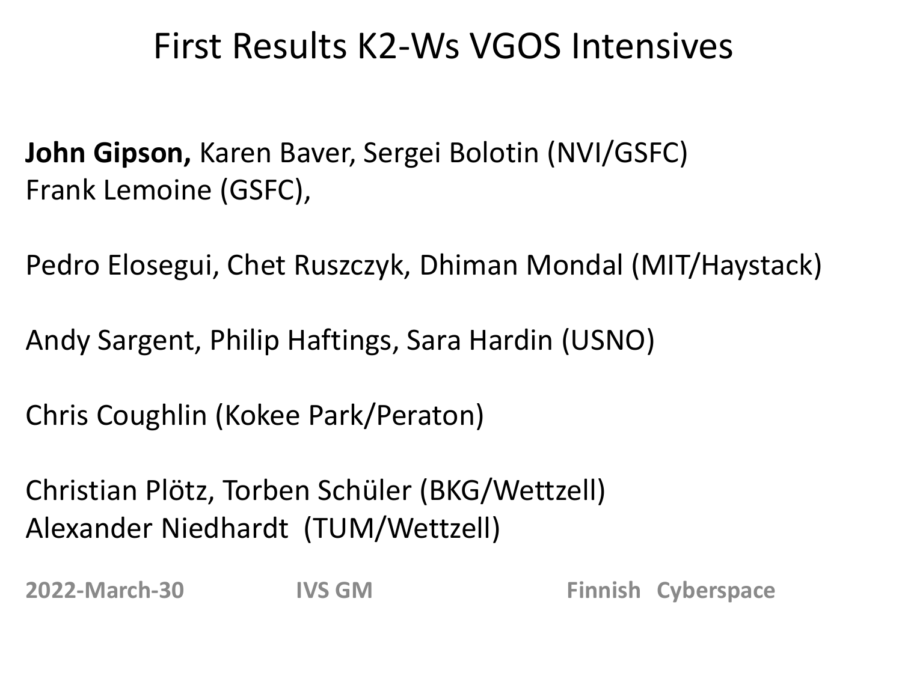# First Results K2-Ws VGOS Intensives

**John Gipson,** Karen Baver, Sergei Bolotin (NVI/GSFC)
Frank Lemoine (GSFC),

Pedro Elosegui, Chet Ruszczyk, Dhiman Mondal (MIT/Haystack)

Andy Sargent, Philip Haftings, Sara Hardin (USNO)

Chris Coughlin (Kokee Park/Peraton)

Christian Plötz, Torben Schüler (BKG/Wettzell)
Alexander Niedhardt (TUM/Wettzell)

**2022-March-30** **IVS GM** **Finnish Cyberspace**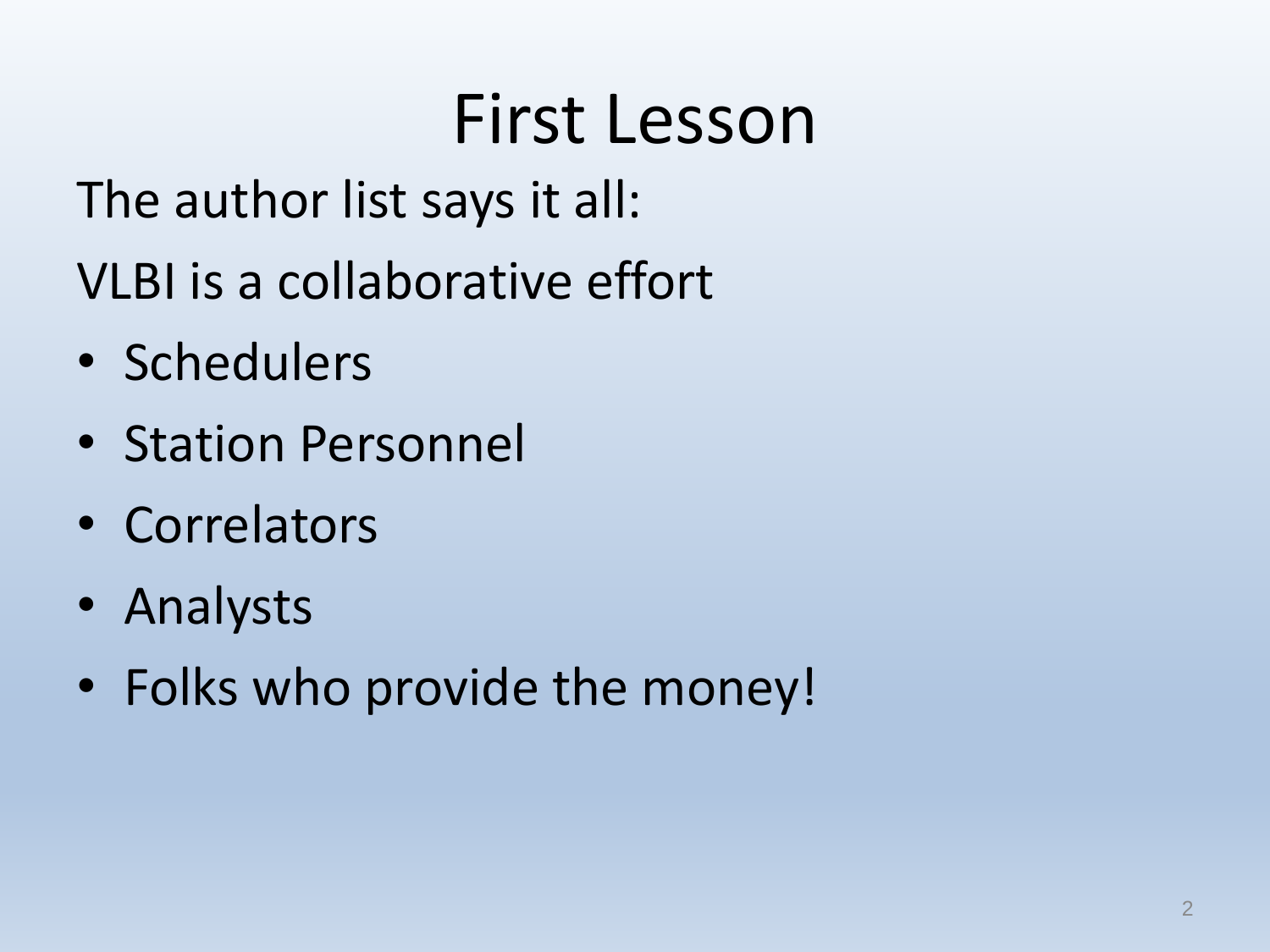# First Lesson

The author list says it all:

VLBI is a collaborative effort

- Schedulers
- Station Personnel
- Correlators
- Analysts
- Folks who provide the money!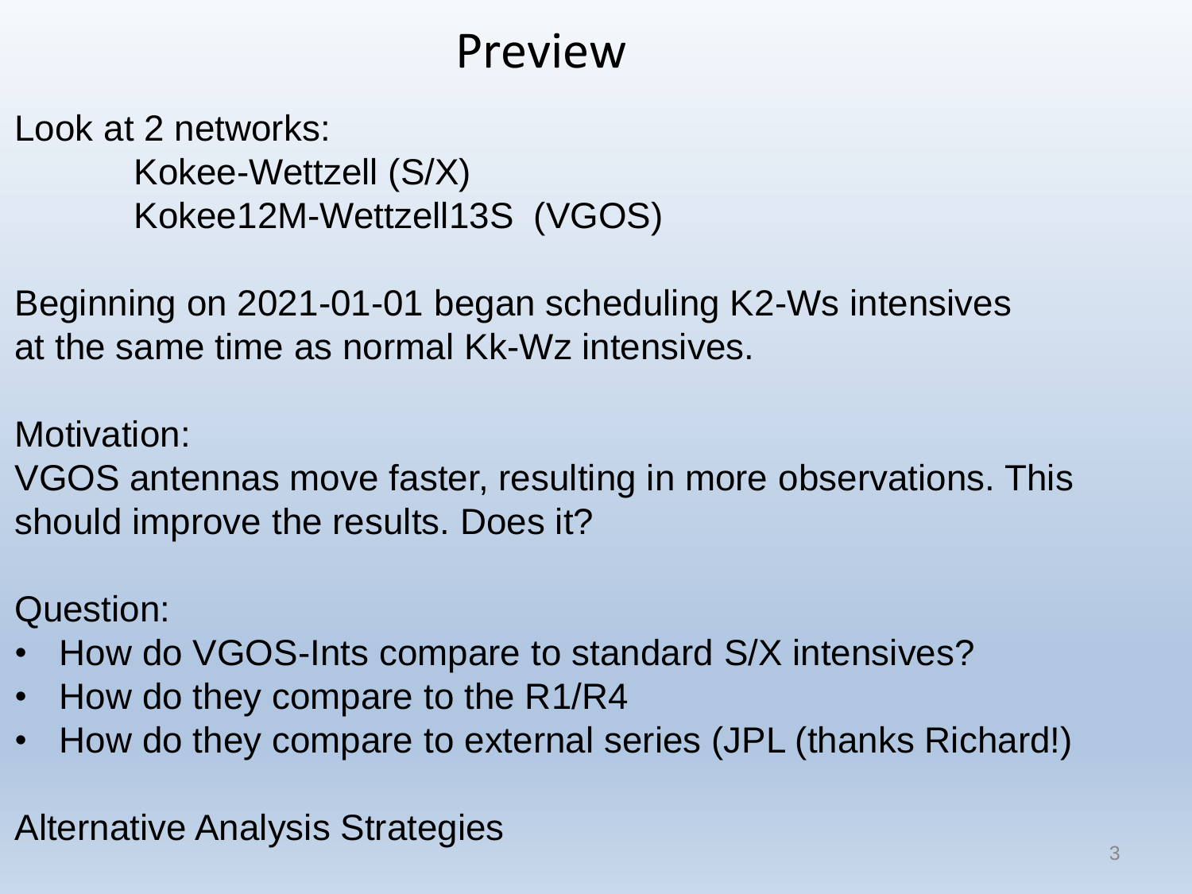# Preview

Look at 2 networks:

Kokee-Wettzell (S/X)
Kokee12M-Wettzell13S (VGOS)

Beginning on 2021-01-01 began scheduling K2-Ws intensives at the same time as normal Kk-Wz intensives.

Motivation:
VGOS antennas move faster, resulting in more observations. This should improve the results. Does it?

Question:

- How do VGOS-Ints compare to standard S/X intensives?
- How do they compare to the R1/R4
- How do they compare to external series (JPL (thanks Richard!)

Alternative Analysis Strategies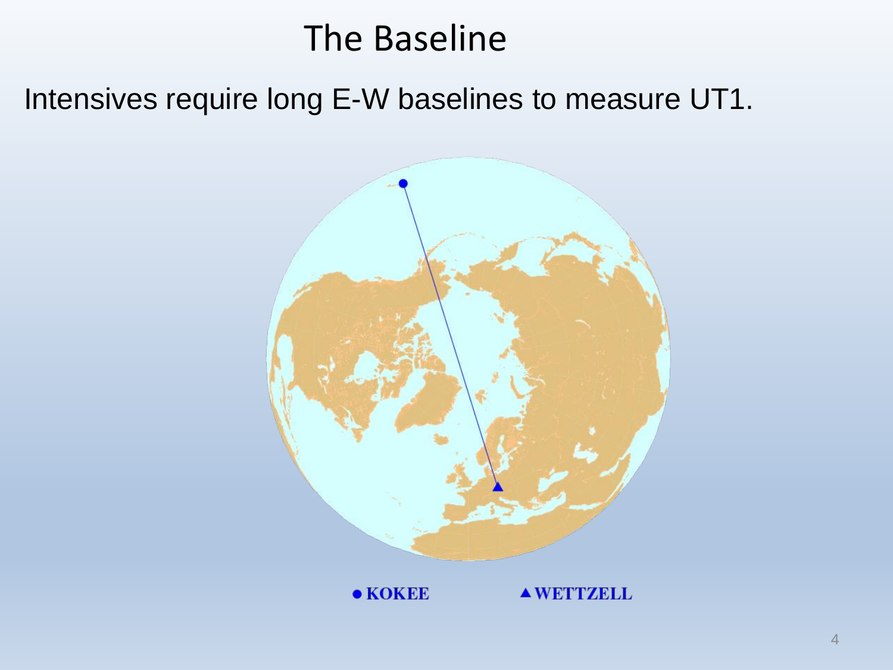# The Baseline

Intensives require long E-W baselines to measure UT1.

● KOKEE ▲ WETTZELL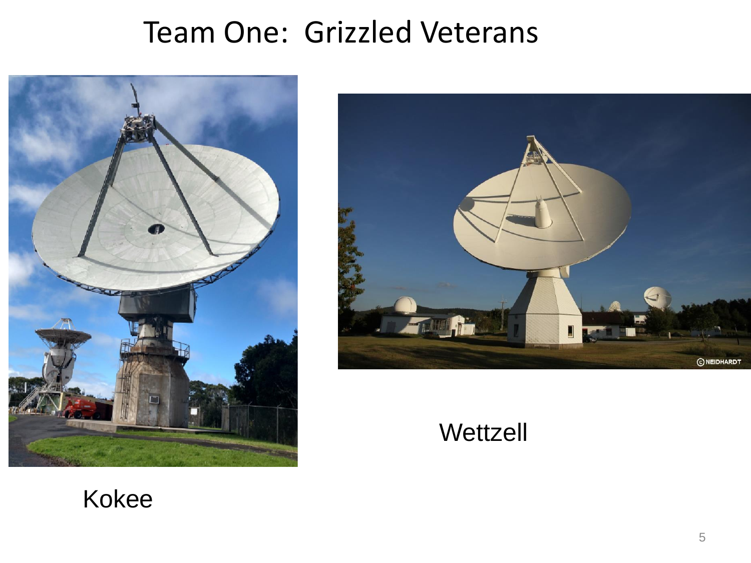# Team One: Grizzled Veterans

Kokee

Wettzell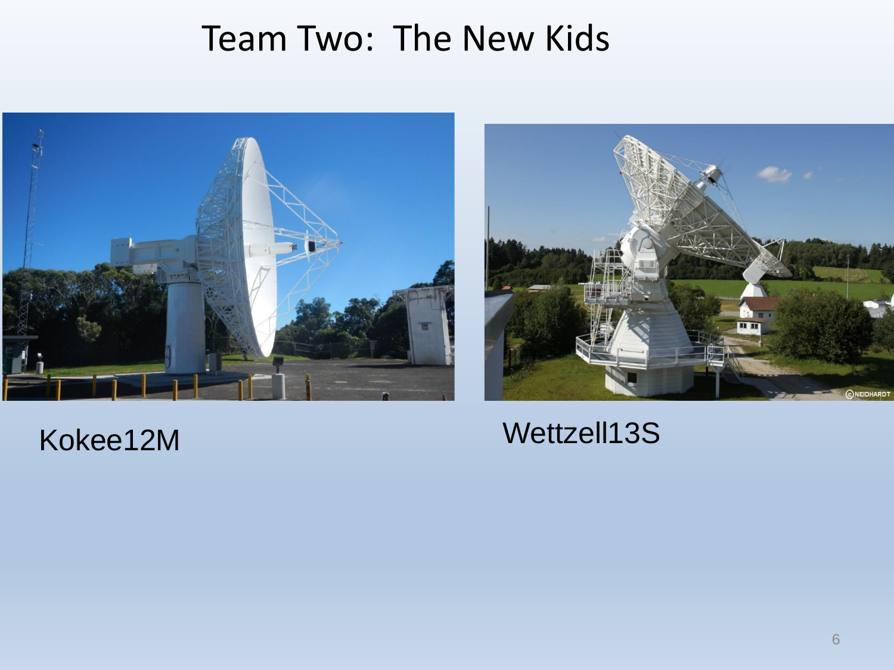# Team Two: The New Kids

Kokee12M

Wettzell13S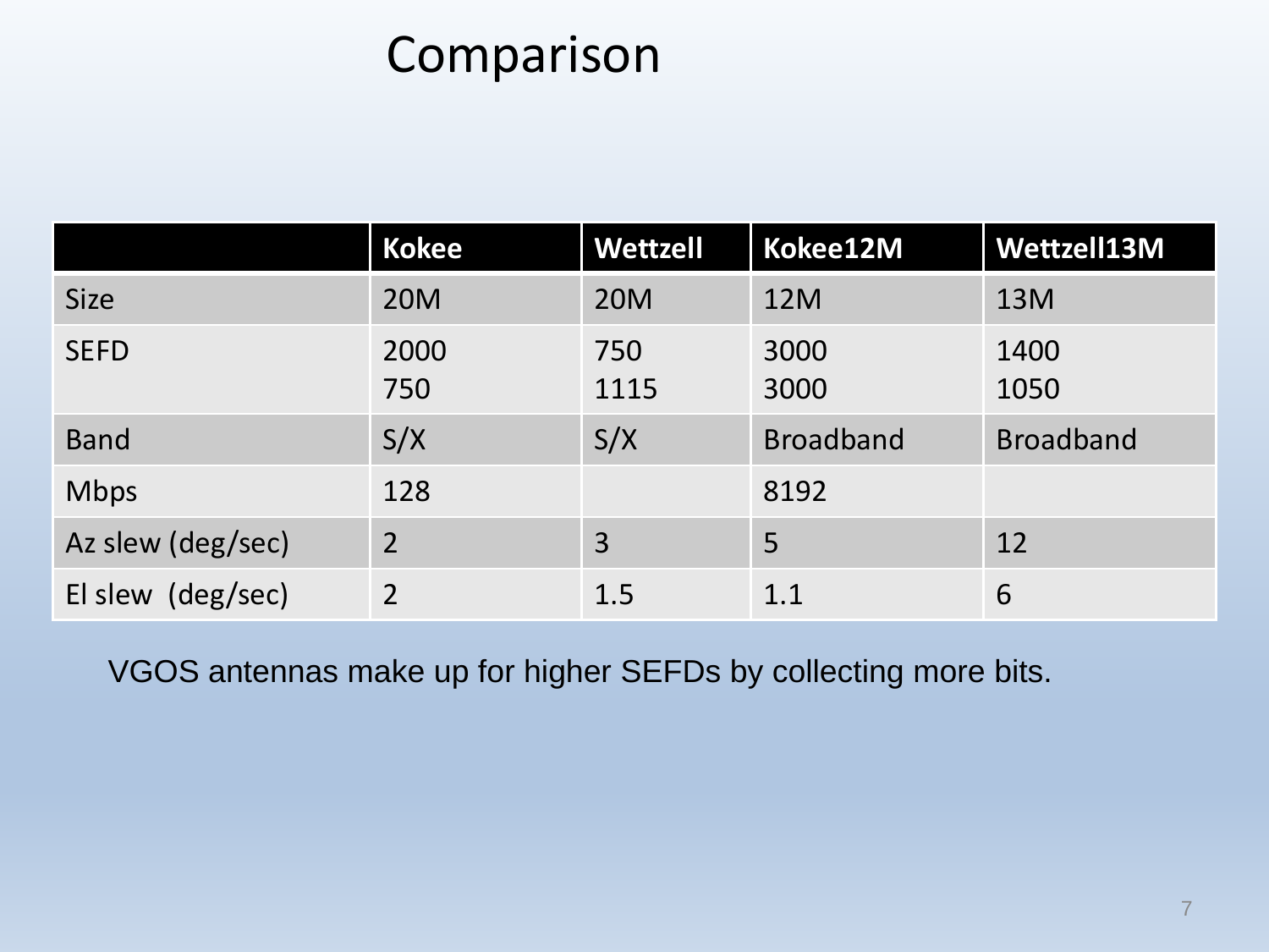# Comparison

| | Kokee | Wettzell | Kokee12M | Wettzell13M |
|---|---|---|---|---|
| Size | 20M | 20M | 12M | 13M |
| SEFD | 2000<br>750 | 750<br>1115 | 3000<br>3000 | 1400<br>1050 |
| Band | S/X | S/X | Broadband | Broadband |
| Mbps | 128 | | 8192 | |
| Az slew (deg/sec) | 2 | 3 | 5 | 12 |
| El slew (deg/sec) | 2 | 1.5 | 1.1 | 6 |

VGOS antennas make up for higher SEFDs by collecting more bits.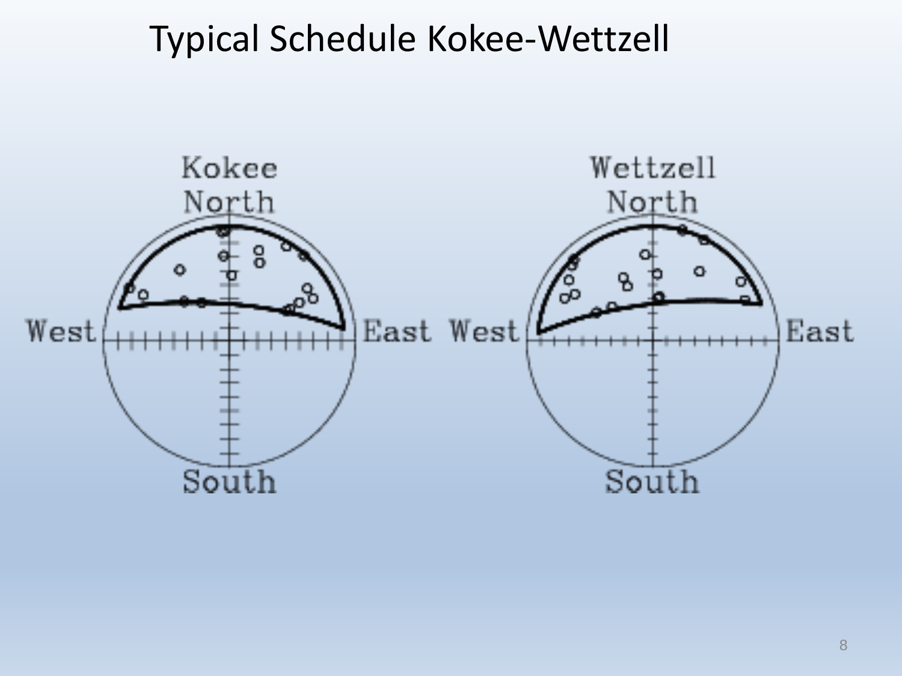# Typical Schedule Kokee-Wettzell

Kokee North

West East

South

Wettzell North

West East

South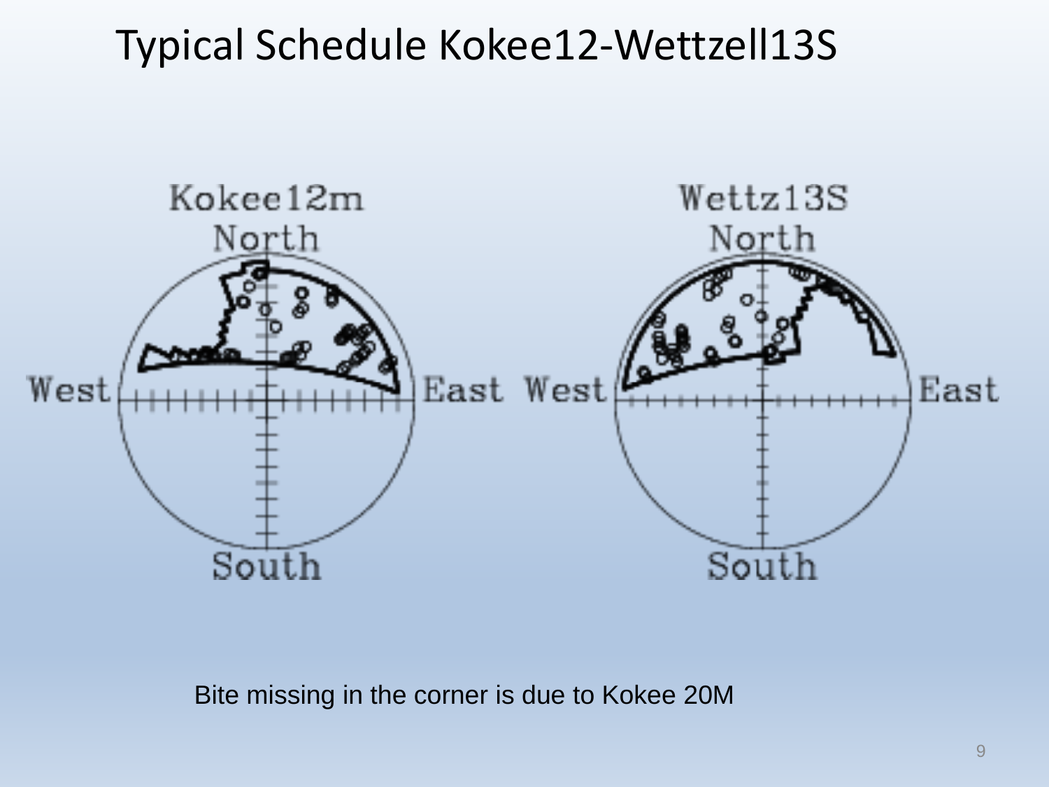# Typical Schedule Kokee12-Wettzell13S

Bite missing in the corner is due to Kokee 20M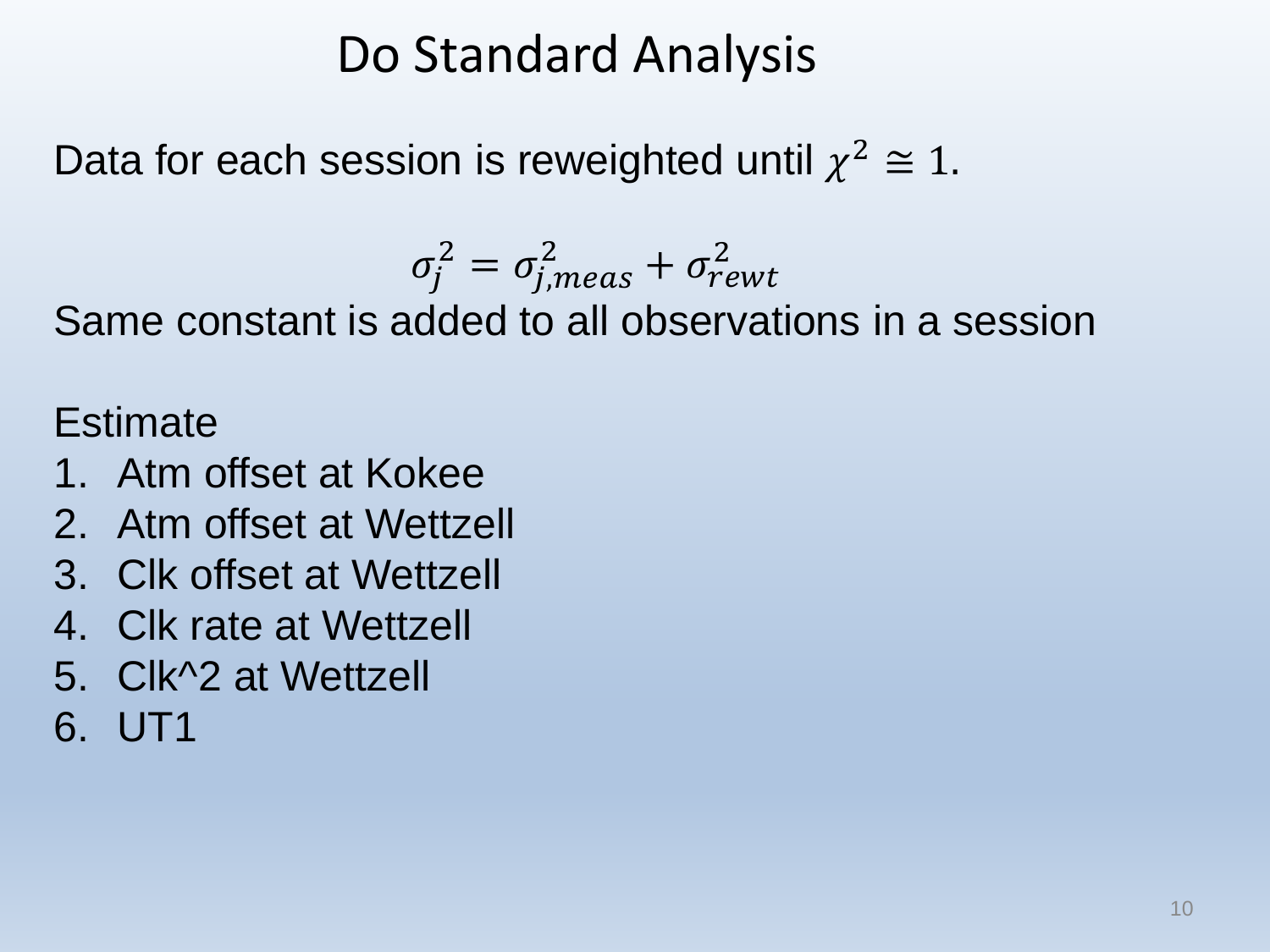# Do Standard Analysis

Data for each session is reweighted until $\chi^2 \cong 1$.

$$\sigma_j^2 = \sigma_{j,meas}^2 + \sigma_{rewt}^2$$

Same constant is added to all observations in a session

Estimate

1. Atm offset at Kokee
2. Atm offset at Wettzell
3. Clk offset at Wettzell
4. Clk rate at Wettzell
5. Clk^2 at Wettzell
6. UT1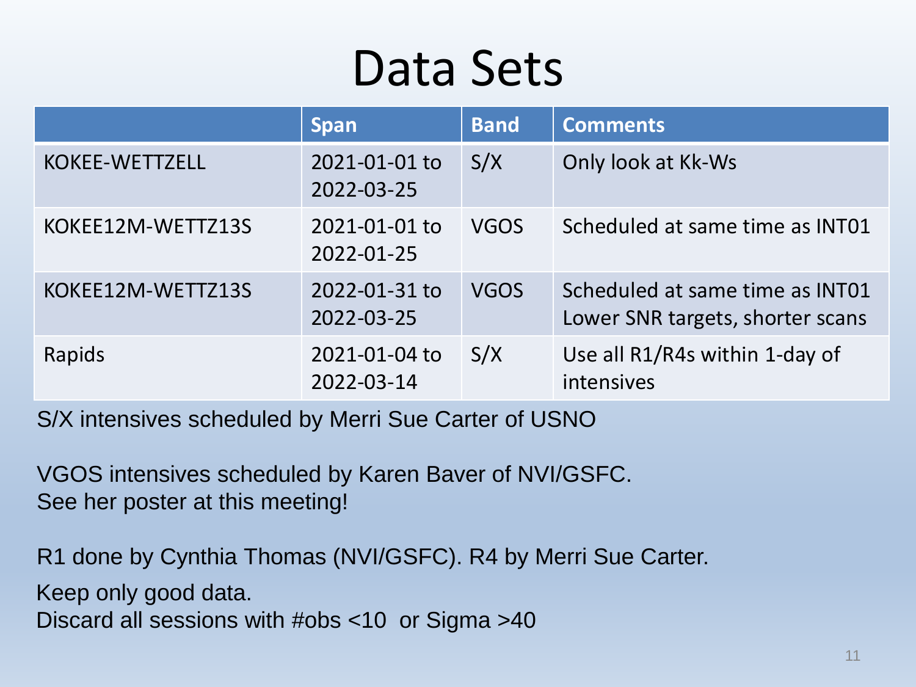# Data Sets

| | Span | Band | Comments |
|---|---|---|---|
| KOKEE-WETTZELL | 2021-01-01 to 2022-03-25 | S/X | Only look at Kk-Ws |
| KOKEE12M-WETTZ13S | 2021-01-01 to 2022-01-25 | VGOS | Scheduled at same time as INT01 |
| KOKEE12M-WETTZ13S | 2022-01-31 to 2022-03-25 | VGOS | Scheduled at same time as INT01 Lower SNR targets, shorter scans |
| Rapids | 2021-01-04 to 2022-03-14 | S/X | Use all R1/R4s within 1-day of intensives |

S/X intensives scheduled by Merri Sue Carter of USNO

VGOS intensives scheduled by Karen Baver of NVI/GSFC.
See her poster at this meeting!

R1 done by Cynthia Thomas (NVI/GSFC). R4 by Merri Sue Carter.

Keep only good data.
Discard all sessions with #obs <10 or Sigma >40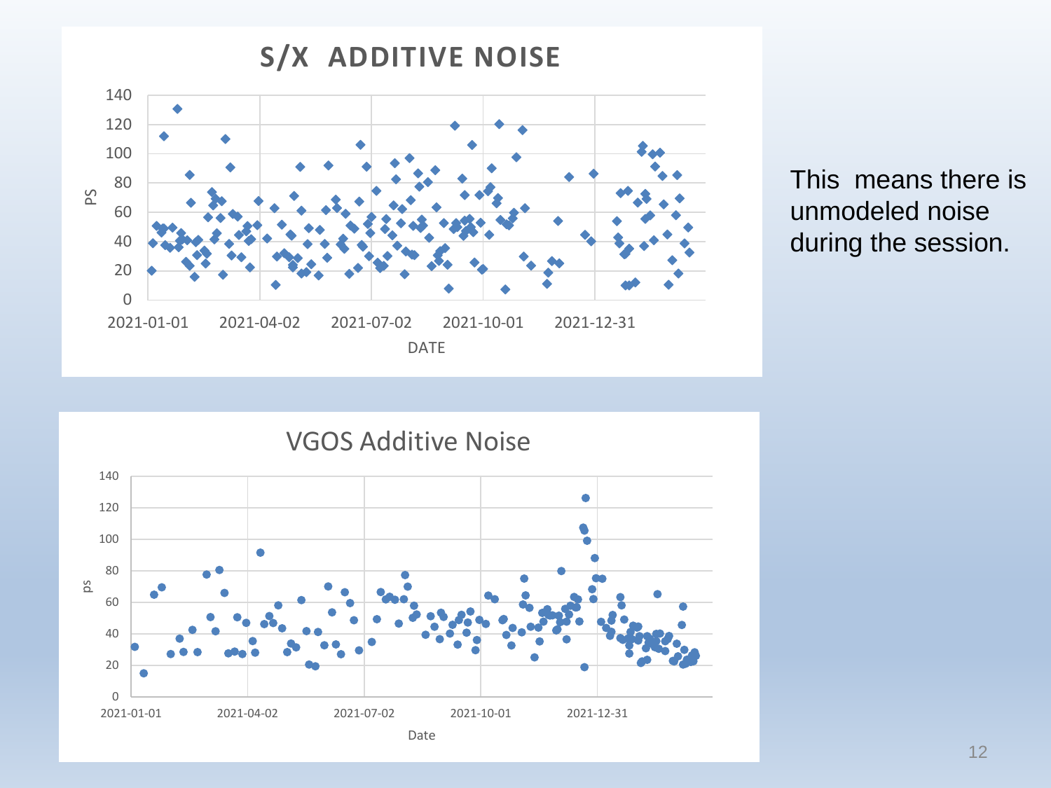**S/X ADDITIVE NOISE**

PS vs. DATE (2021-01-01, 2021-04-02, 2021-07-02, 2021-10-01, 2021-12-31); y-axis 0–140

**VGOS Additive Noise**

ps vs. Date (2021-01-01, 2021-04-02, 2021-07-02, 2021-10-01, 2021-12-31); y-axis 0–140

This means there is unmodeled noise during the session.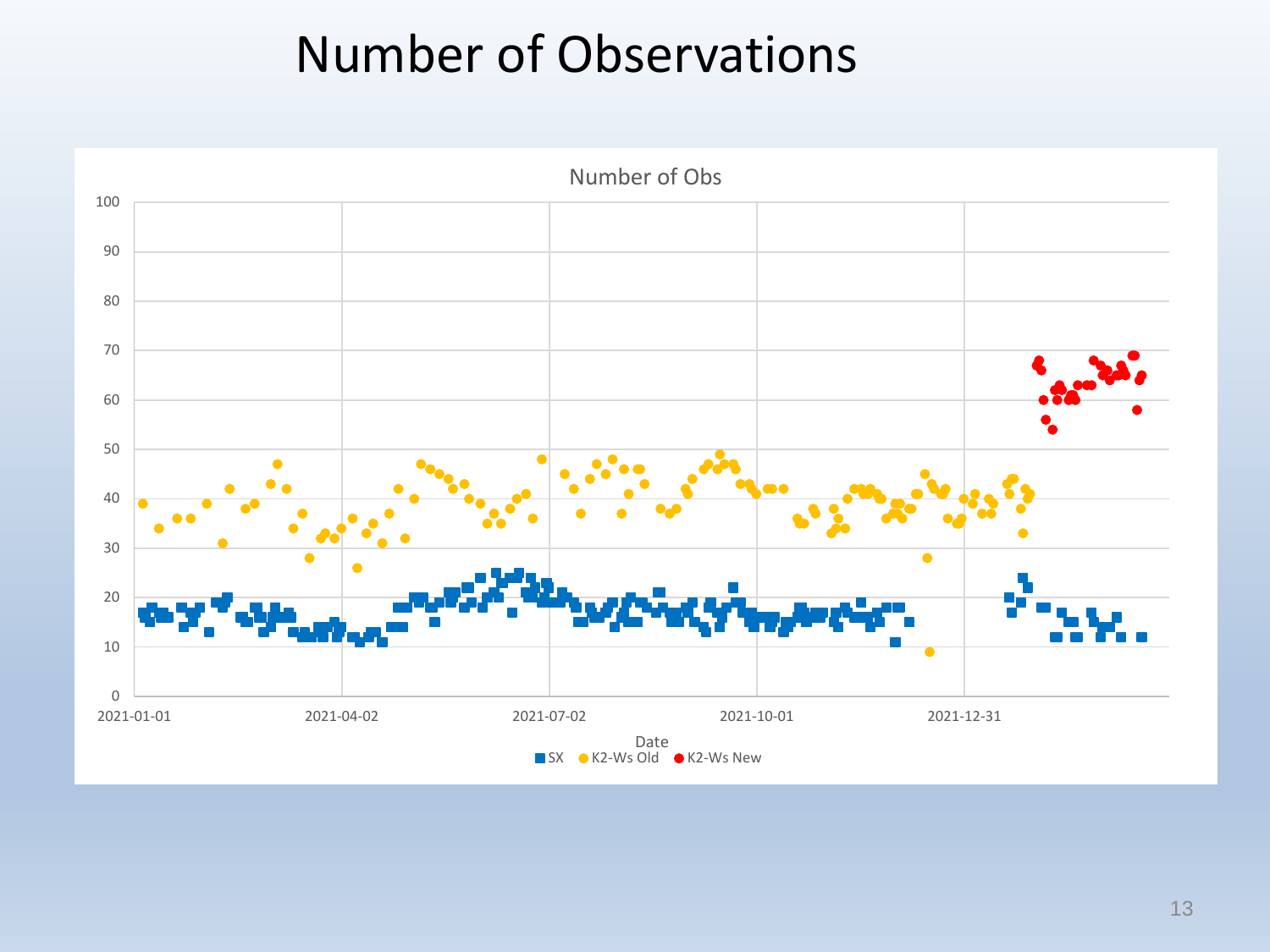# Number of Observations

Number of Obs

100
90
80
70
60
50
40
30
20
10
0

2021-01-01 2021-04-02 2021-07-02 2021-10-01 2021-12-31

Date

SX K2-Ws Old K2-Ws New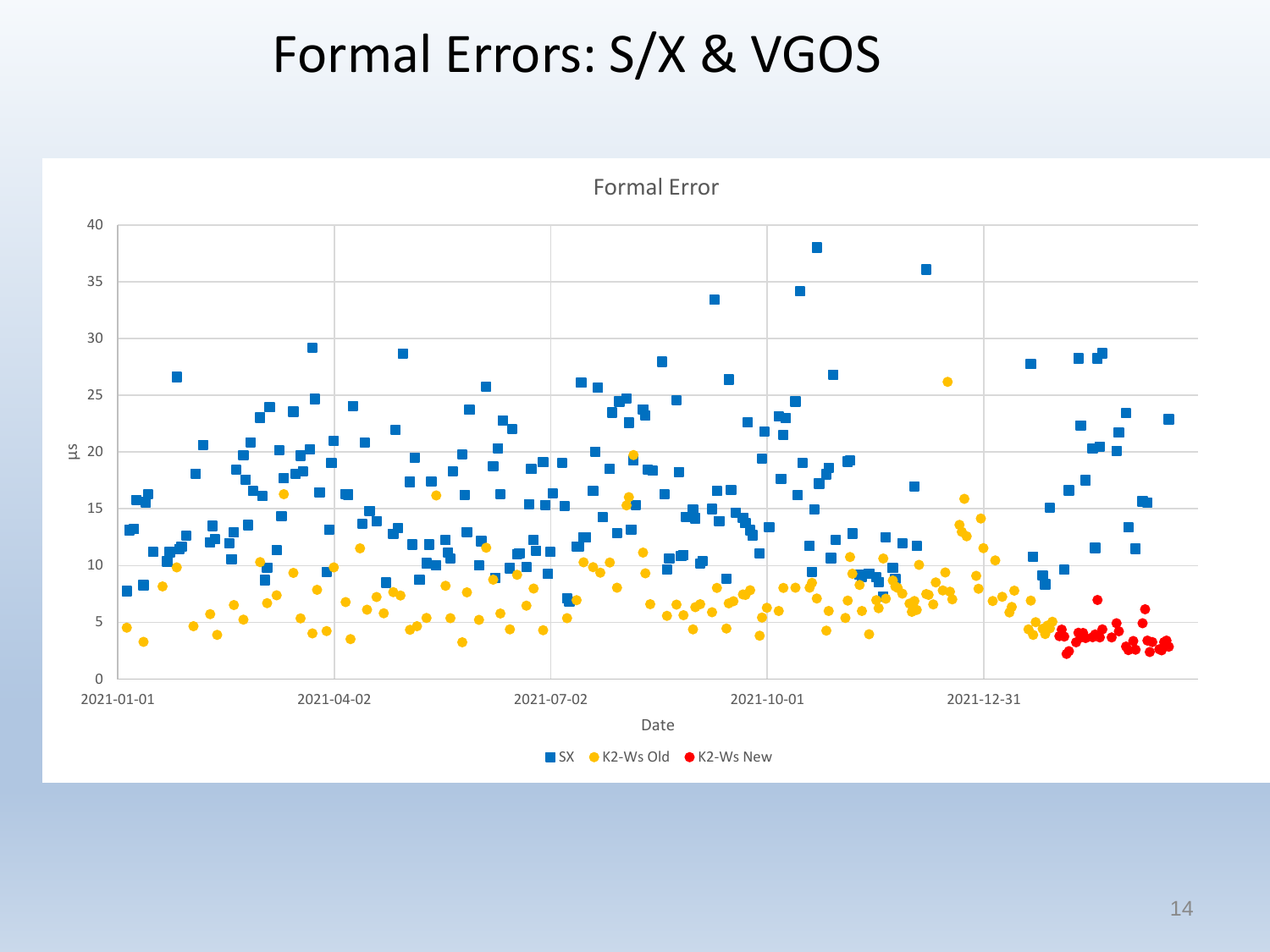# Formal Errors: S/X & VGOS

Formal Error

µs

Date

2021-01-01 | 2021-04-02 | 2021-07-02 | 2021-10-01 | 2021-12-31

■ SX ● K2-Ws Old ● K2-Ws New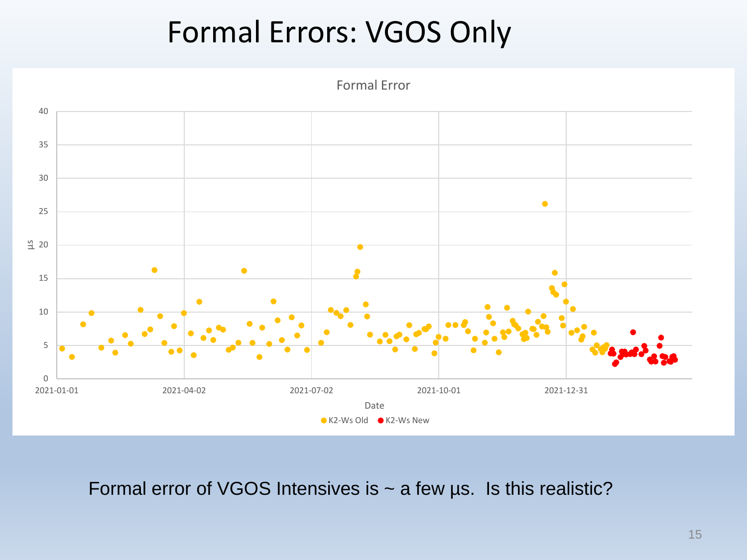# Formal Errors: VGOS Only

Formal Error

Formal error of VGOS Intensives is ~ a few µs. Is this realistic?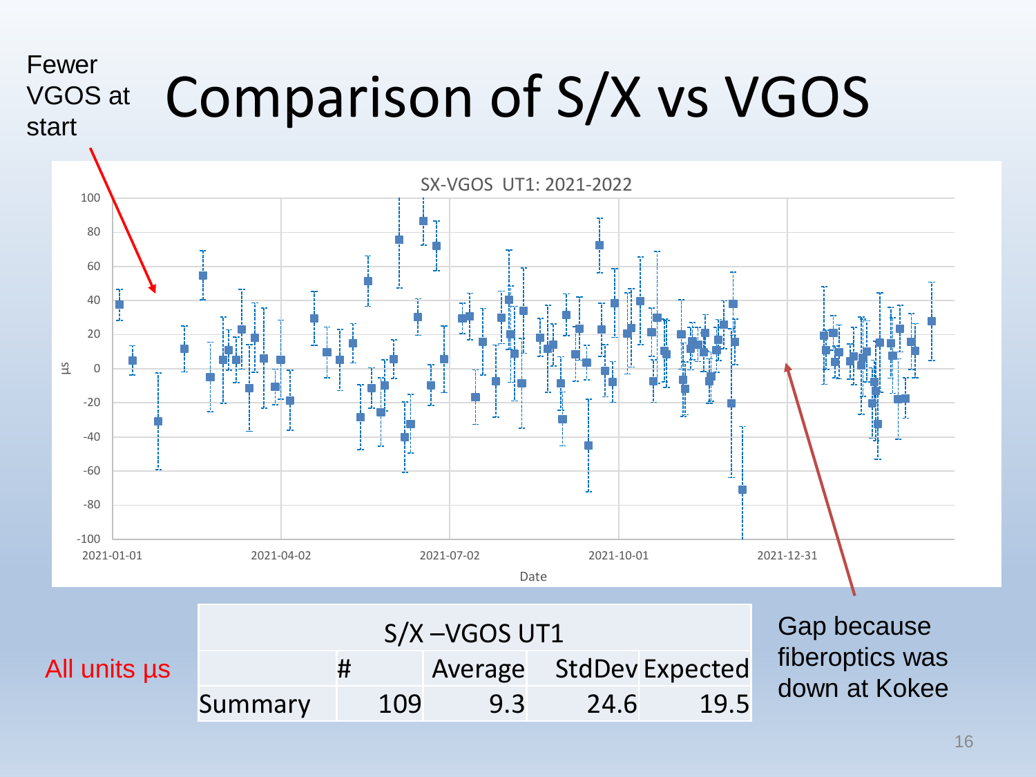# Comparison of S/X vs VGOS

Fewer VGOS at start

SX-VGOS UT1: 2021-2022

Gap because fiberoptics was down at Kokee

All units µs

| S/X –VGOS UT1 | | | | |
|---|---|---|---|---|
| | # | Average | StdDev | Expected |
| Summary | 109 | 9.3 | 24.6 | 19.5 |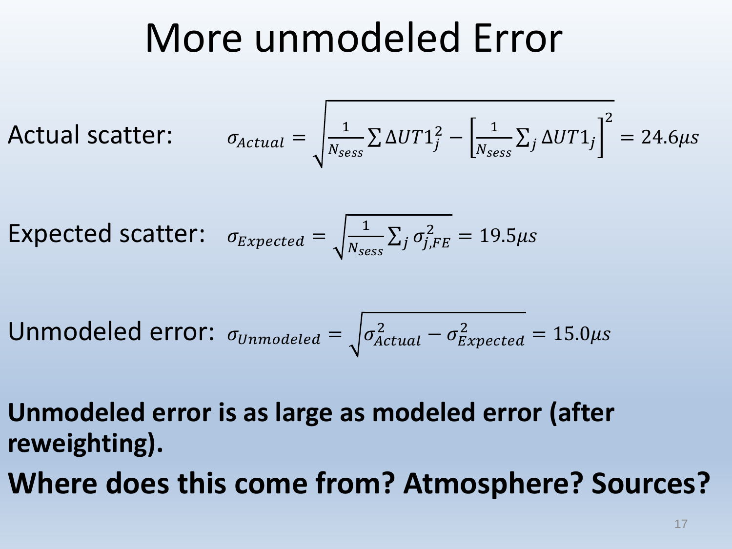# More unmodeled Error

Actual scatter: $$\sigma_{Actual} = \sqrt{\frac{1}{N_{sess}} \sum \Delta UT1_j^2 - \left[\frac{1}{N_{sess}} \sum_j \Delta UT1_j\right]^2} = 24.6 \mu s$$

Expected scatter: $$\sigma_{Expected} = \sqrt{\frac{1}{N_{sess}} \sum_j \sigma_{j,FE}^2} = 19.5 \mu s$$

Unmodeled error: $$\sigma_{Unmodeled} = \sqrt{\sigma_{Actual}^2 - \sigma_{Expected}^2} = 15.0 \mu s$$

**Unmodeled error is as large as modeled error (after reweighting).**

**Where does this come from? Atmosphere? Sources?**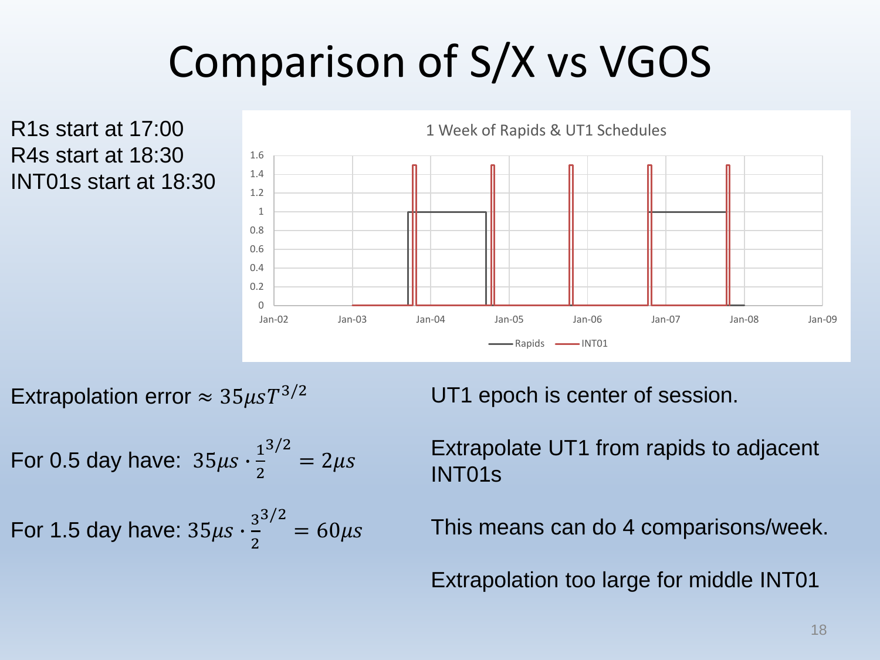# Comparison of S/X vs VGOS

R1s start at 17:00
R4s start at 18:30
INT01s start at 18:30

1 Week of Rapids & UT1 Schedules

Extrapolation error $\approx 35\mu s T^{3/2}$

For 0.5 day have: $35\mu s \cdot \frac{1}{2}^{3/2} = 2\mu s$

For 1.5 day have: $35\mu s \cdot \frac{3}{2}^{3/2} = 60\mu s$

UT1 epoch is center of session.

Extrapolate UT1 from rapids to adjacent INT01s

This means can do 4 comparisons/week.

Extrapolation too large for middle INT01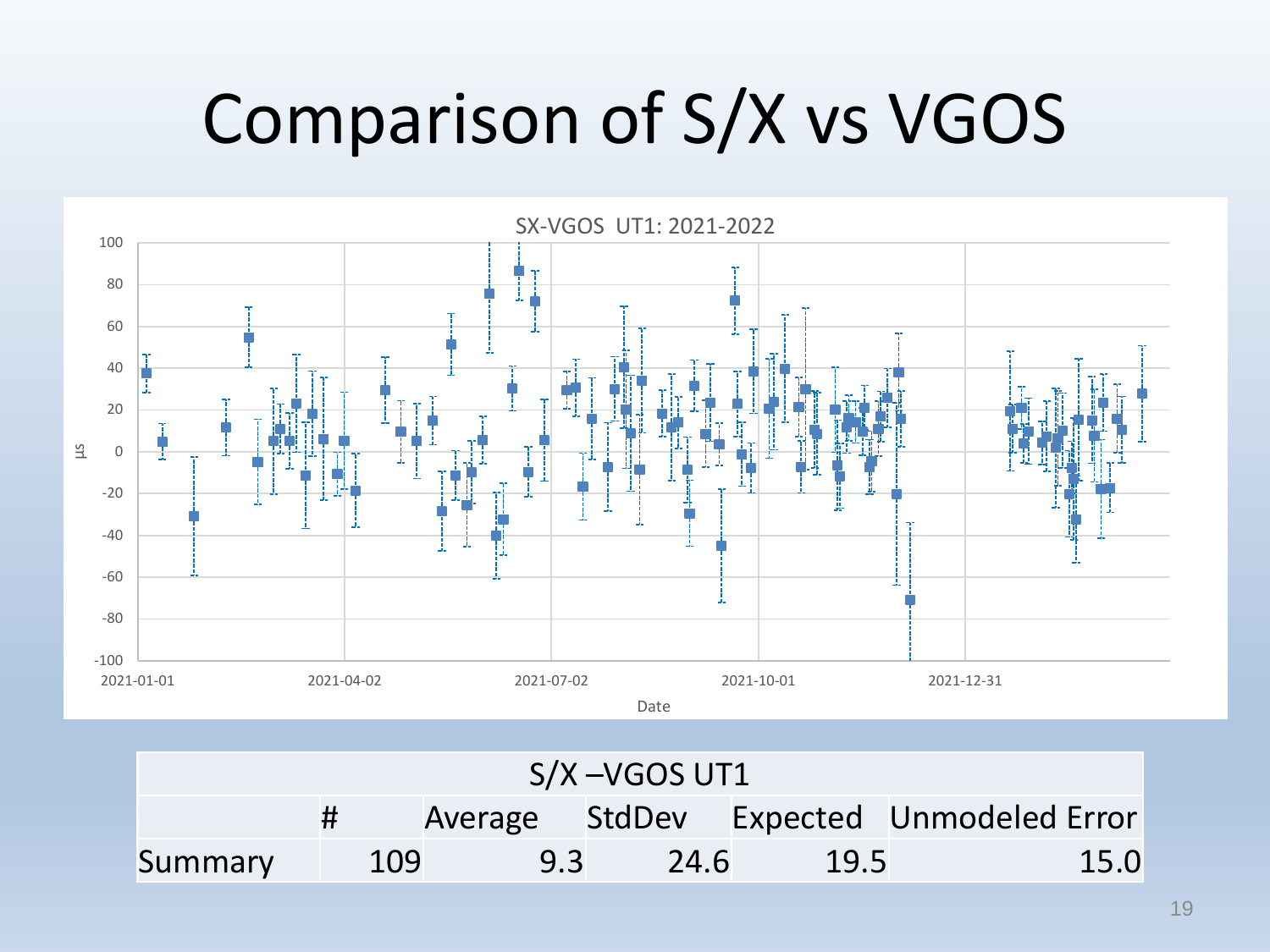# Comparison of S/X vs VGOS

SX-VGOS UT1: 2021-2022

| S/X –VGOS UT1 | | | | | |
|---|---|---|---|---|---|
| | # | Average | StdDev | Expected | Unmodeled Error |
| Summary | 109 | 9.3 | 24.6 | 19.5 | 15.0 |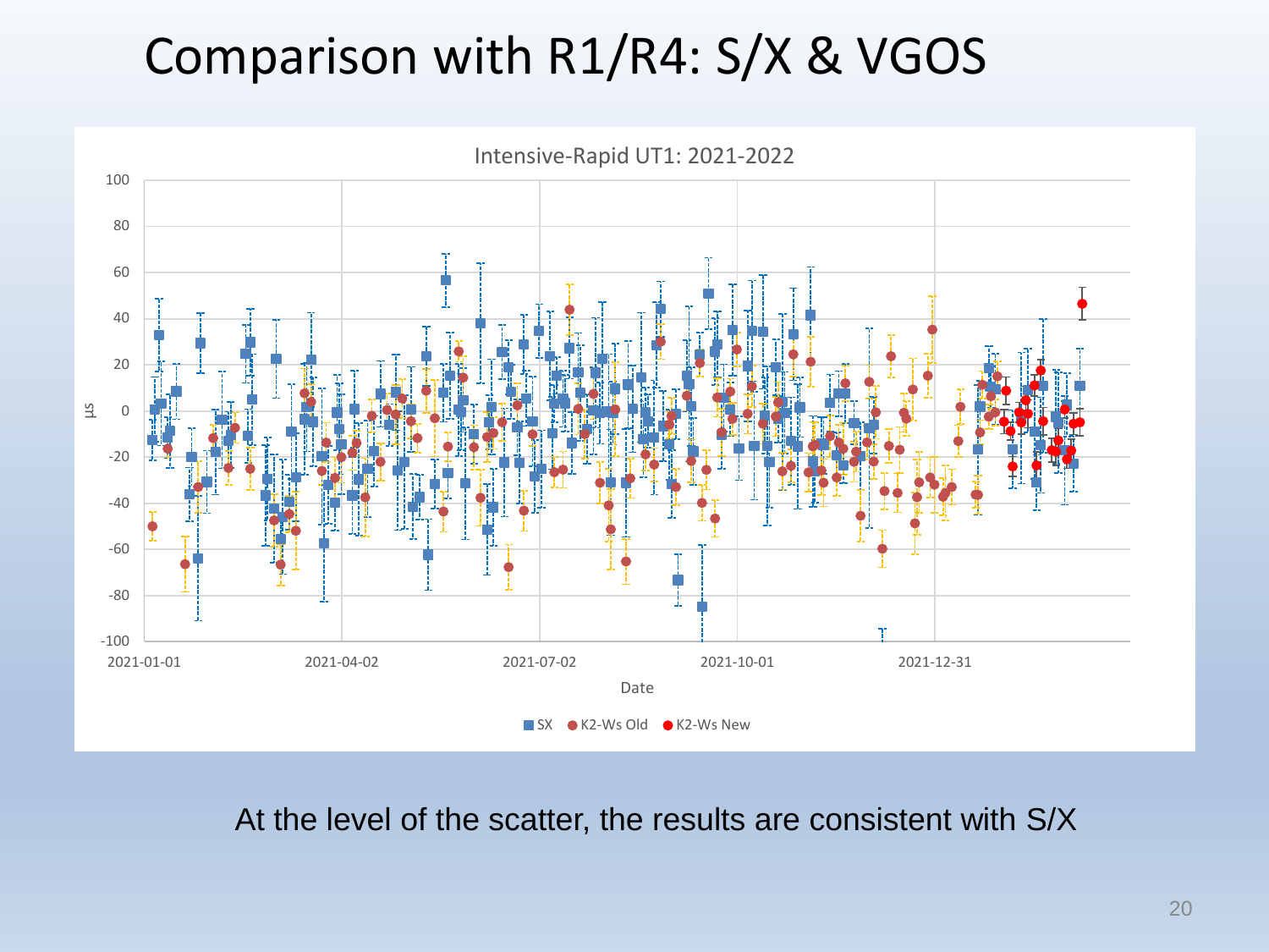# Comparison with R1/R4: S/X & VGOS

Intensive-Rapid UT1: 2021-2022

At the level of the scatter, the results are consistent with S/X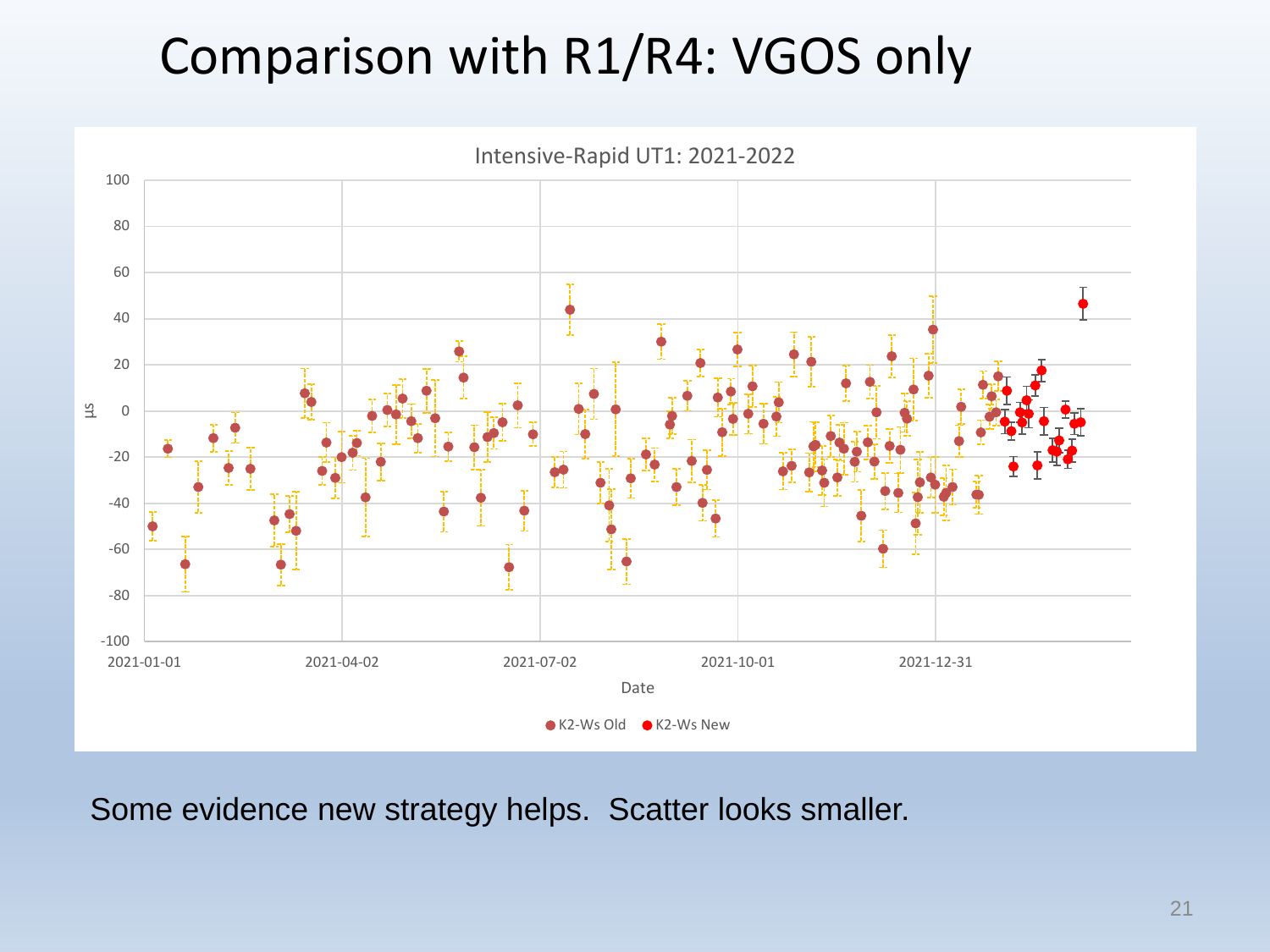# Comparison with R1/R4: VGOS only

Intensive-Rapid UT1: 2021-2022

Some evidence new strategy helps. Scatter looks smaller.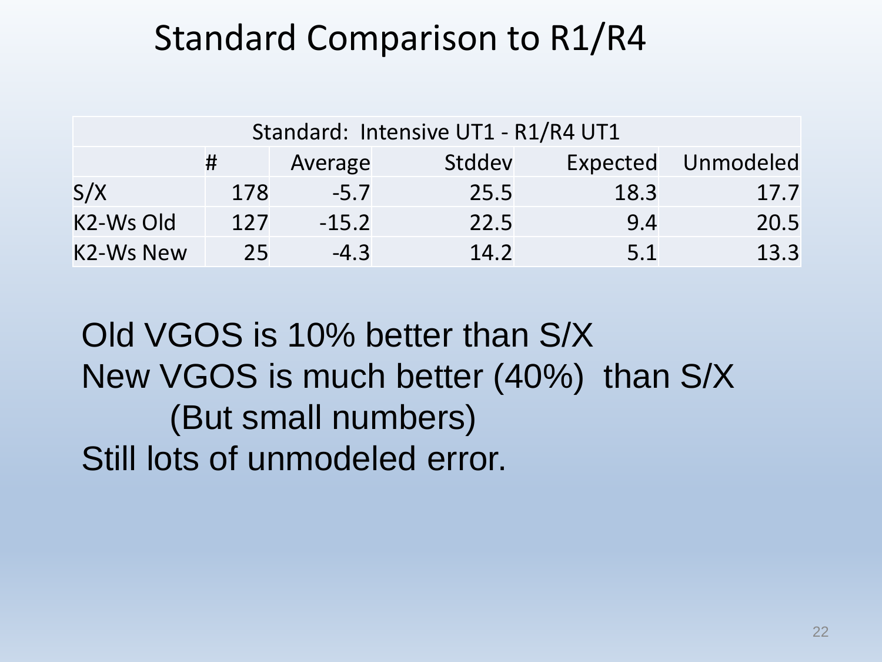# Standard Comparison to R1/R4

| Standard: Intensive UT1 - R1/R4 UT1 | | | | | |
|---|---|---|---|---|---|
| | # | Average | Stddev | Expected | Unmodeled |
| S/X | 178 | -5.7 | 25.5 | 18.3 | 17.7 |
| K2-Ws Old | 127 | -15.2 | 22.5 | 9.4 | 20.5 |
| K2-Ws New | 25 | -4.3 | 14.2 | 5.1 | 13.3 |

Old VGOS is 10% better than S/X
New VGOS is much better (40%) than S/X
(But small numbers)
Still lots of unmodeled error.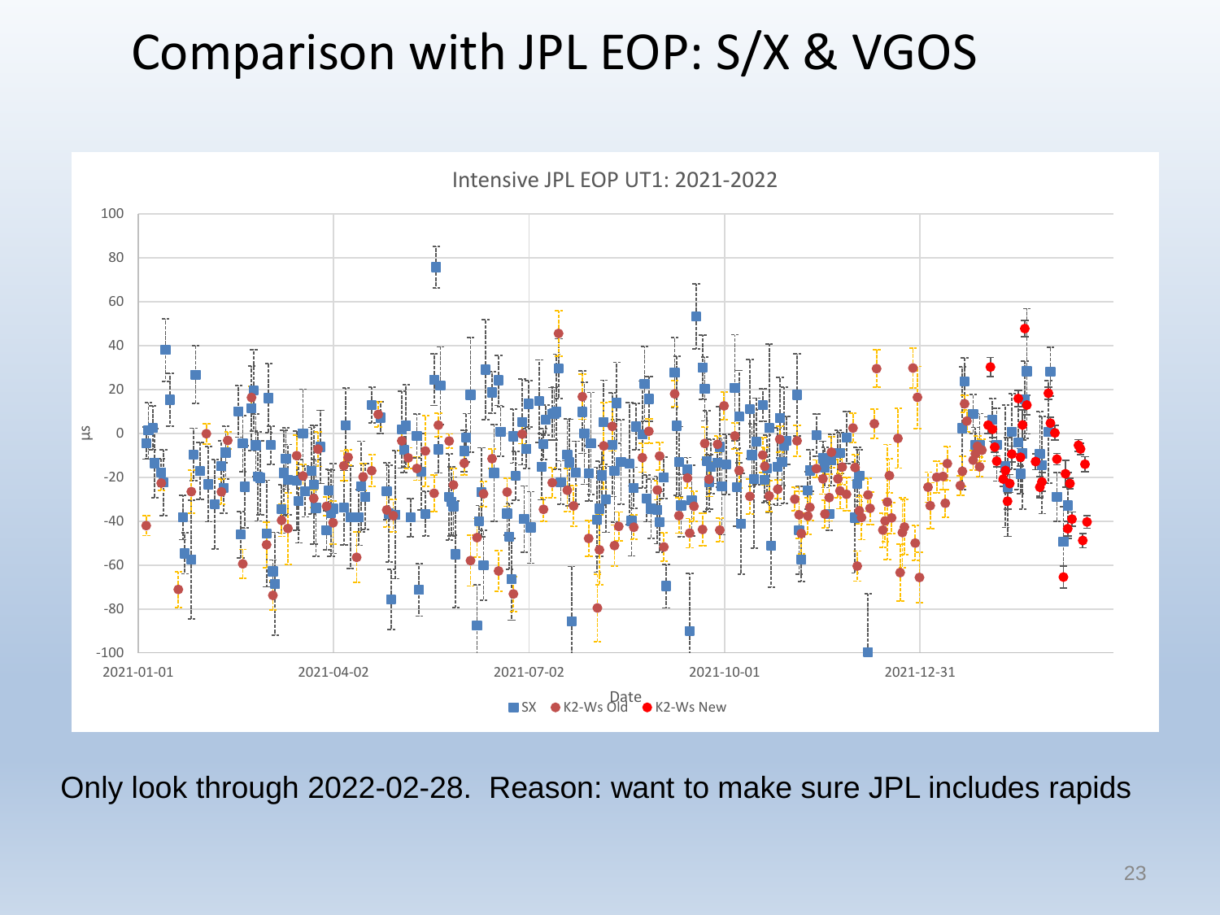# Comparison with JPL EOP: S/X & VGOS

Intensive JPL EOP UT1: 2021-2022

Only look through 2022-02-28. Reason: want to make sure JPL includes rapids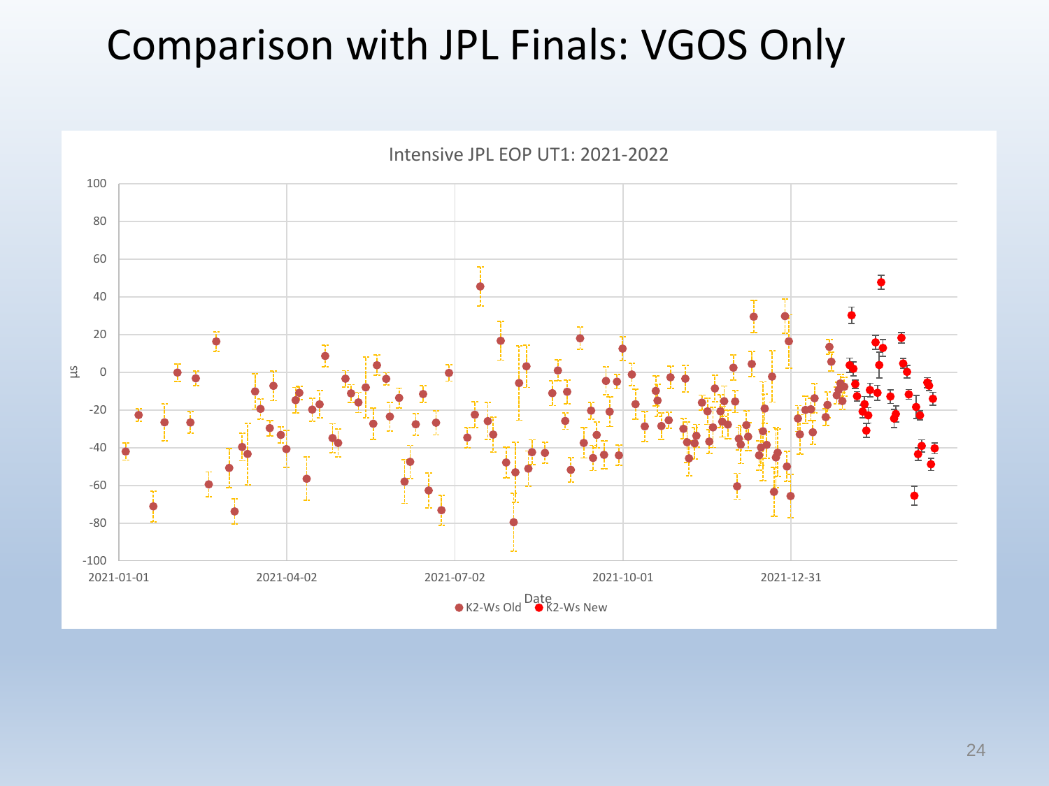# Comparison with JPL Finals: VGOS Only

Intensive JPL EOP UT1: 2021-2022

µs

Date

● K2-Ws Old ● K2-Ws New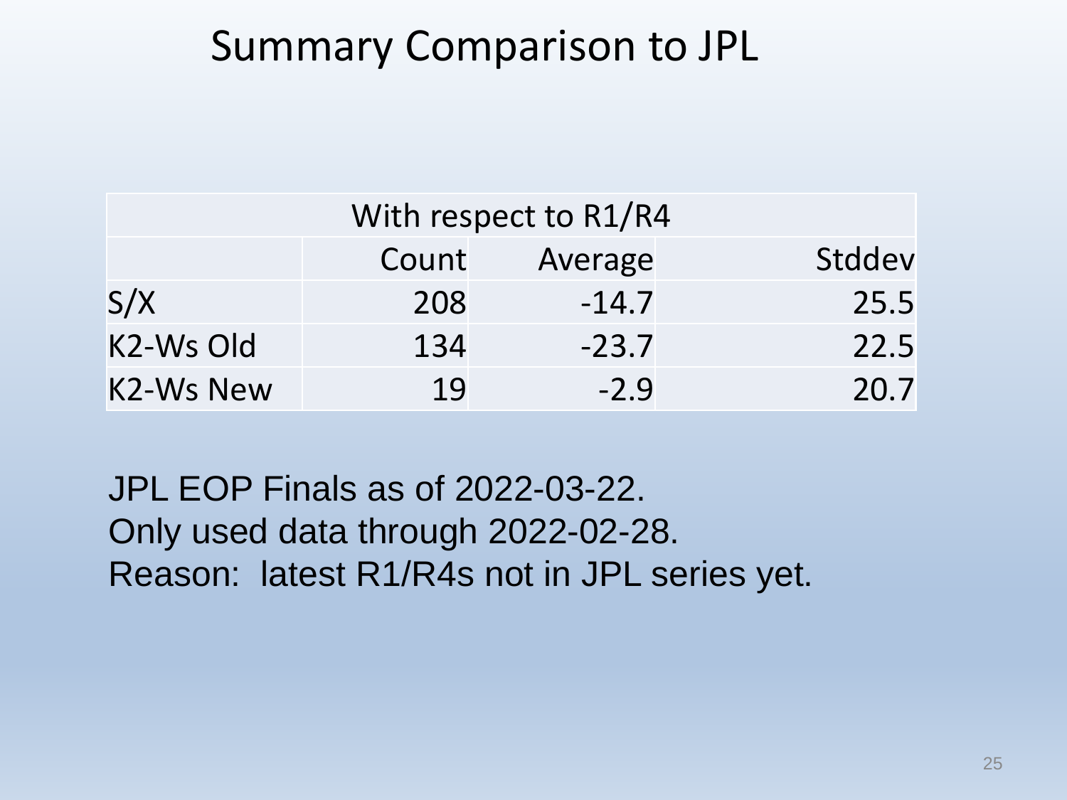# Summary Comparison to JPL

| With respect to R1/R4 | | | |
|---|---|---|---|
| | Count | Average | Stddev |
| S/X | 208 | -14.7 | 25.5 |
| K2-Ws Old | 134 | -23.7 | 22.5 |
| K2-Ws New | 19 | -2.9 | 20.7 |

JPL EOP Finals as of 2022-03-22.
Only used data through 2022-02-28.
Reason: latest R1/R4s not in JPL series yet.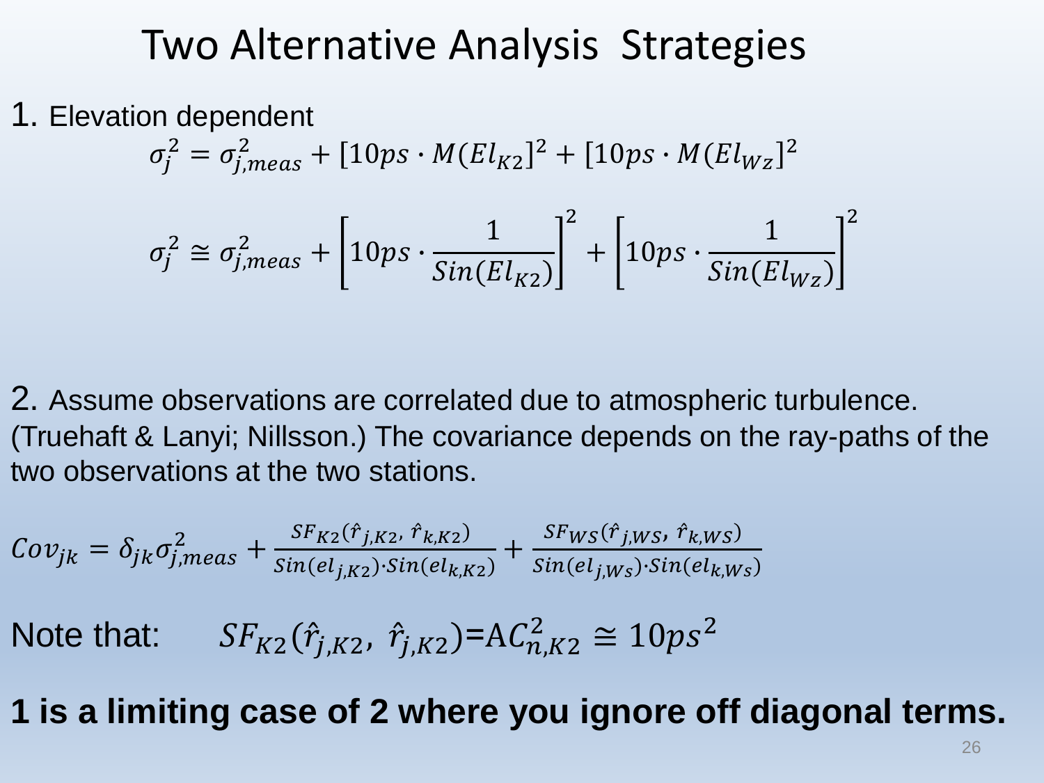# Two Alternative Analysis Strategies

1. Elevation dependent

$$\sigma_j^2 = \sigma_{j,meas}^2 + [10ps \cdot M(El_{K2}]^2 + [10ps \cdot M(El_{Wz}]^2$$

$$\sigma_j^2 \cong \sigma_{j,meas}^2 + \left[10ps \cdot \frac{1}{Sin(El_{K2})}\right]^2 + \left[10ps \cdot \frac{1}{Sin(El_{Wz})}\right]^2$$

2. Assume observations are correlated due to atmospheric turbulence. (Truehaft & Lanyi; Nillsson.) The covariance depends on the ray-paths of the two observations at the two stations.

$$Cov_{jk} = \delta_{jk}\sigma_{j,meas}^2 + \frac{SF_{K2}(\hat{r}_{j,K2}, \hat{r}_{k,K2})}{Sin(el_{j,K2}) \cdot Sin(el_{k,K2})} + \frac{SF_{WS}(\hat{r}_{j,WS}, \hat{r}_{k,WS})}{Sin(el_{j,WS}) \cdot Sin(el_{k,WS})}$$

Note that: $SF_{K2}(\hat{r}_{j,K2}, \hat{r}_{j,K2}) = AC_{n,K2}^2 \cong 10ps^2$

**1 is a limiting case of 2 where you ignore off diagonal terms.**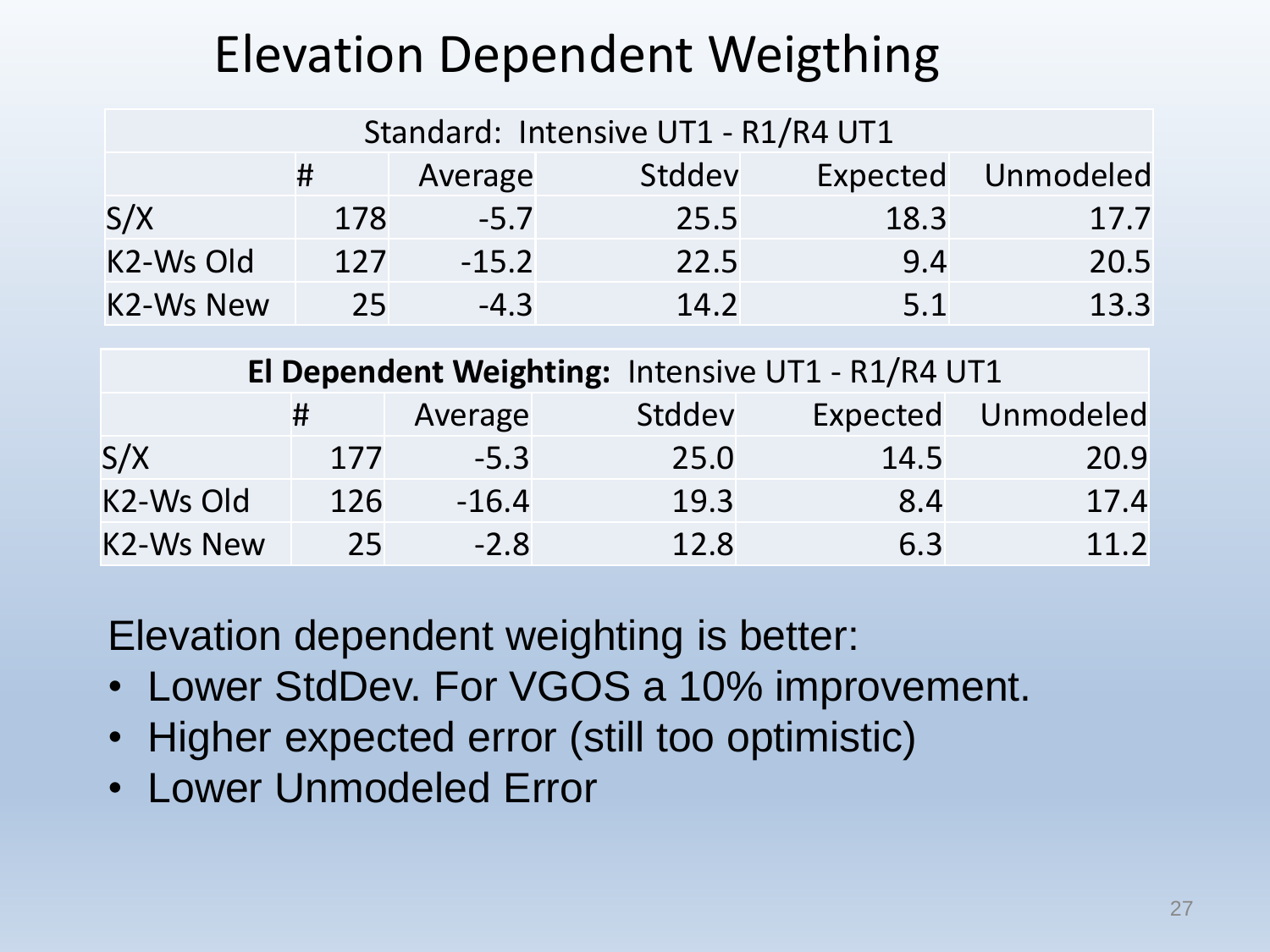# Elevation Dependent Weigthing

| Standard: Intensive UT1 - R1/R4 UT1 | | | | | |
|---|---|---|---|---|---|
| | # | Average | Stddev | Expected | Unmodeled |
| S/X | 178 | -5.7 | 25.5 | 18.3 | 17.7 |
| K2-Ws Old | 127 | -15.2 | 22.5 | 9.4 | 20.5 |
| K2-Ws New | 25 | -4.3 | 14.2 | 5.1 | 13.3 |

| **El Dependent Weighting:** Intensive UT1 - R1/R4 UT1 | | | | | |
|---|---|---|---|---|---|
| | # | Average | Stddev | Expected | Unmodeled |
| S/X | 177 | -5.3 | 25.0 | 14.5 | 20.9 |
| K2-Ws Old | 126 | -16.4 | 19.3 | 8.4 | 17.4 |
| K2-Ws New | 25 | -2.8 | 12.8 | 6.3 | 11.2 |

Elevation dependent weighting is better:

- Lower StdDev. For VGOS a 10% improvement.
- Higher expected error (still too optimistic)
- Lower Unmodeled Error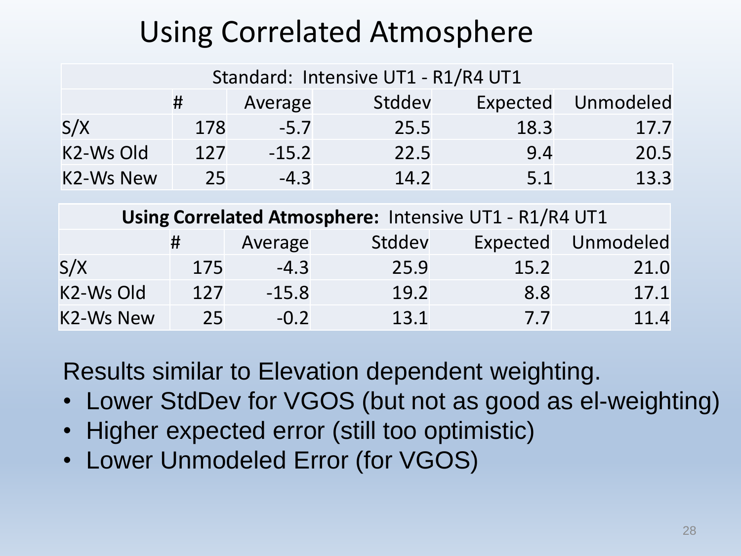# Using Correlated Atmosphere

| Standard: Intensive UT1 - R1/R4 UT1 | | | | | |
|---|---|---|---|---|---|
| | # | Average | Stddev | Expected | Unmodeled |
| S/X | 178 | -5.7 | 25.5 | 18.3 | 17.7 |
| K2-Ws Old | 127 | -15.2 | 22.5 | 9.4 | 20.5 |
| K2-Ws New | 25 | -4.3 | 14.2 | 5.1 | 13.3 |

| **Using Correlated Atmosphere:** Intensive UT1 - R1/R4 UT1 | | | | | |
|---|---|---|---|---|---|
| | # | Average | Stddev | Expected | Unmodeled |
| S/X | 175 | -4.3 | 25.9 | 15.2 | 21.0 |
| K2-Ws Old | 127 | -15.8 | 19.2 | 8.8 | 17.1 |
| K2-Ws New | 25 | -0.2 | 13.1 | 7.7 | 11.4 |

Results similar to Elevation dependent weighting.

- Lower StdDev for VGOS (but not as good as el-weighting)
- Higher expected error (still too optimistic)
- Lower Unmodeled Error (for VGOS)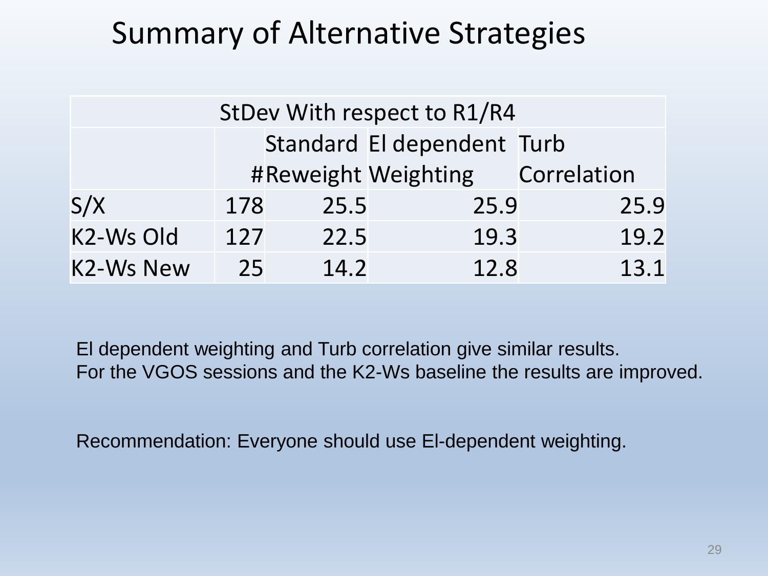# Summary of Alternative Strategies

| StDev With respect to R1/R4 | | | | |
|---|---|---|---|---|
| | # | Standard Reweight | El dependent Weighting | Turb Correlation |
| S/X | 178 | 25.5 | 25.9 | 25.9 |
| K2-Ws Old | 127 | 22.5 | 19.3 | 19.2 |
| K2-Ws New | 25 | 14.2 | 12.8 | 13.1 |

El dependent weighting and Turb correlation give similar results.
For the VGOS sessions and the K2-Ws baseline the results are improved.

Recommendation: Everyone should use El-dependent weighting.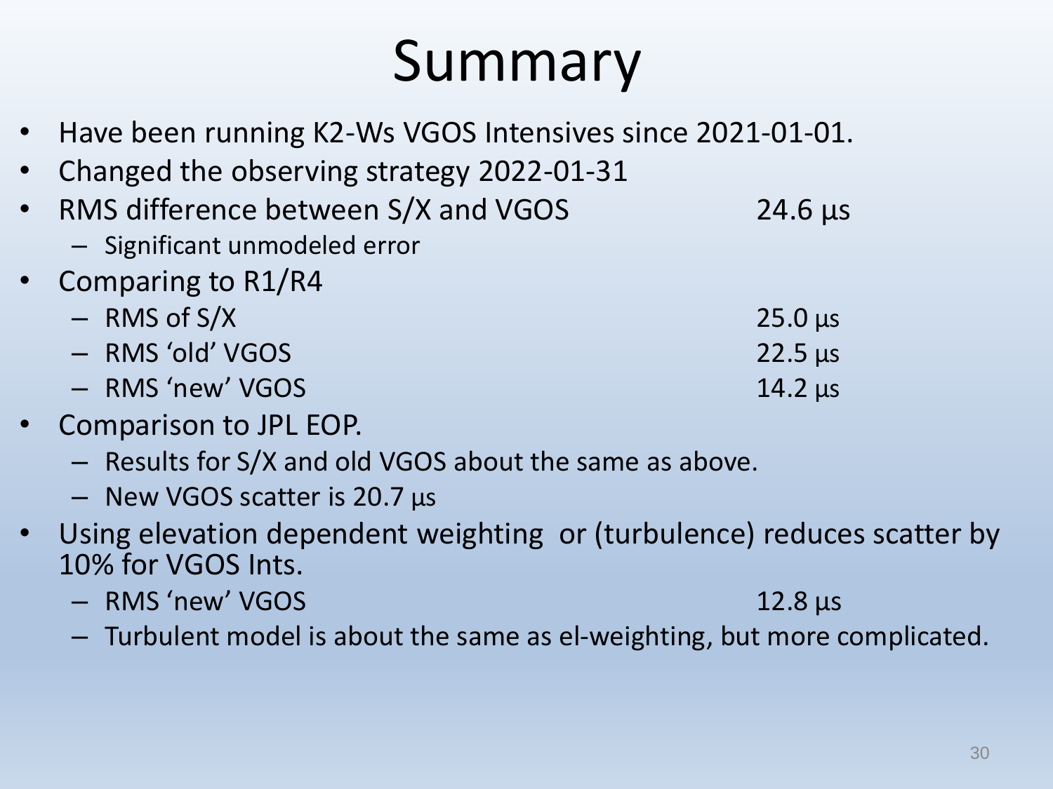# Summary

- Have been running K2-Ws VGOS Intensives since 2021-01-01.
- Changed the observing strategy 2022-01-31
- RMS difference between S/X and VGOS 24.6 µs
  - Significant unmodeled error
- Comparing to R1/R4
  - RMS of S/X 25.0 µs
  - RMS 'old' VGOS 22.5 µs
  - RMS 'new' VGOS 14.2 µs
- Comparison to JPL EOP.
  - Results for S/X and old VGOS about the same as above.
  - New VGOS scatter is 20.7 µs
- Using elevation dependent weighting or (turbulence) reduces scatter by 10% for VGOS Ints.
  - RMS 'new' VGOS 12.8 µs
  - Turbulent model is about the same as el-weighting, but more complicated.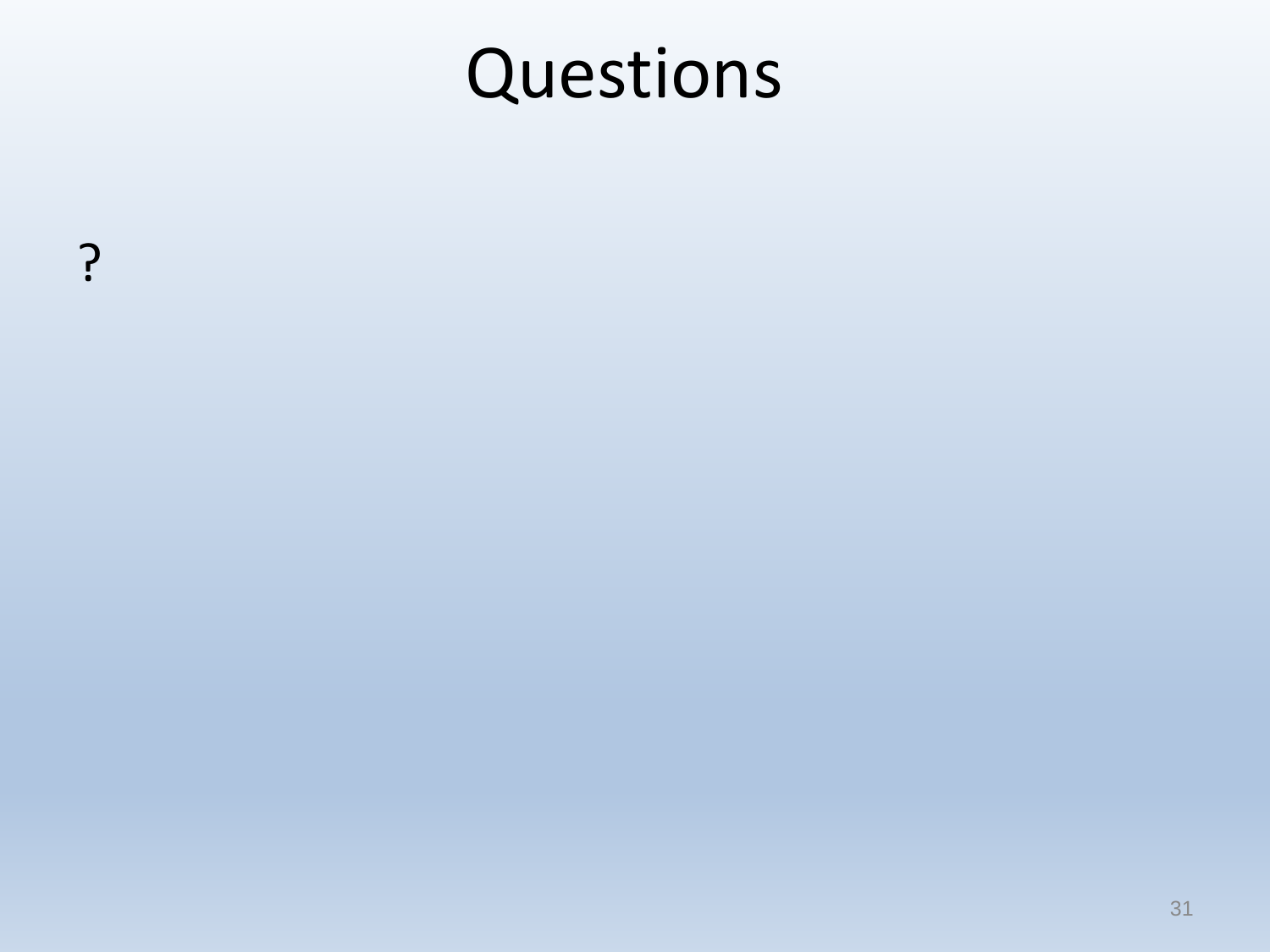# Questions

?